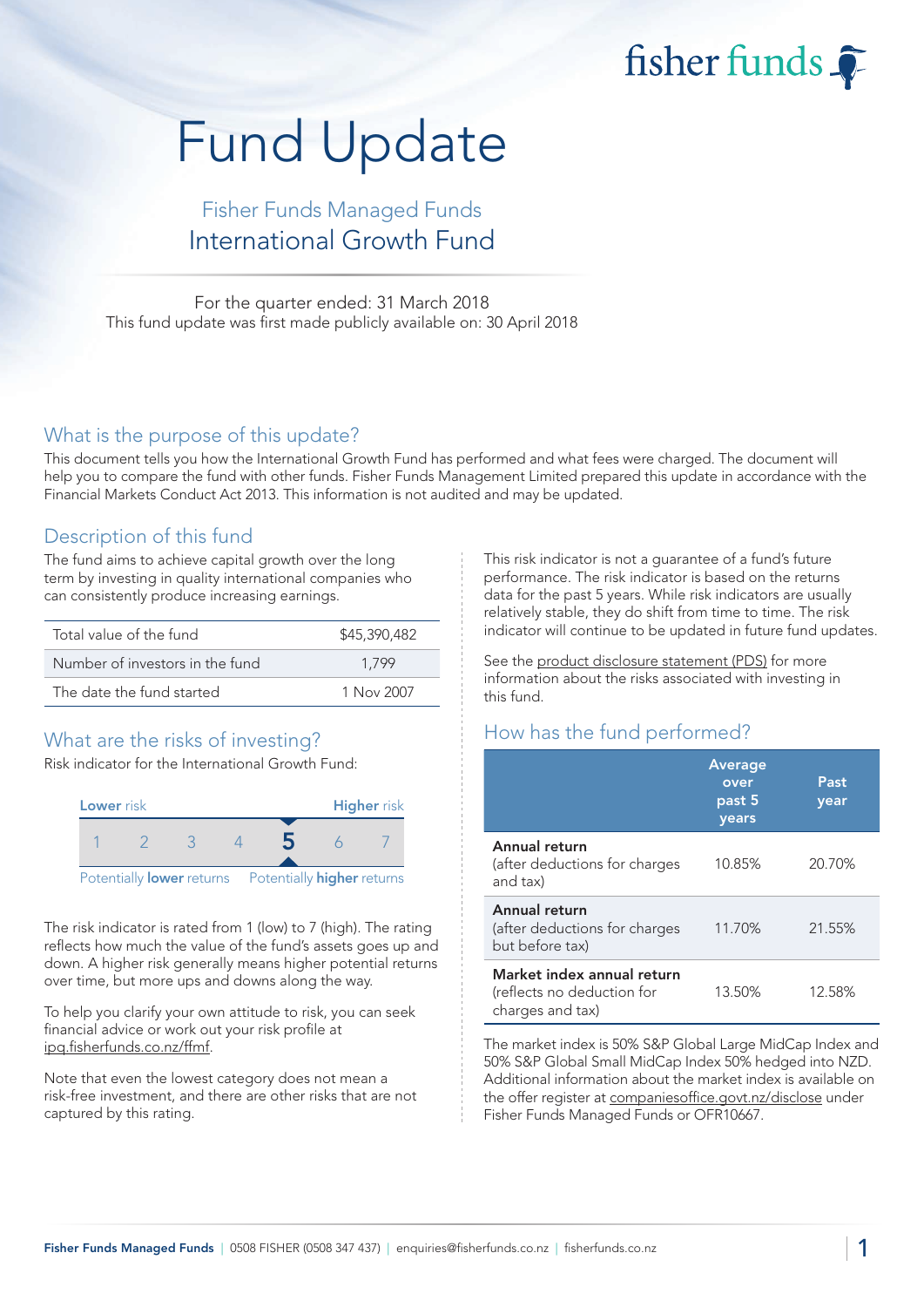# Fund Update

## Fisher Funds Managed Funds
## International Growth Fund

For the quarter ended: 31 March 2018
This fund update was first made publicly available on: 30 April 2018

## What is the purpose of this update?

This document tells you how the International Growth Fund has performed and what fees were charged. The document will help you to compare the fund with other funds. Fisher Funds Management Limited prepared this update in accordance with the Financial Markets Conduct Act 2013. This information is not audited and may be updated.

## Description of this fund

The fund aims to achieve capital growth over the long term by investing in quality international companies who can consistently produce increasing earnings.

| | |
|---|---|
| Total value of the fund | $45,390,482 |
| Number of investors in the fund | 1,799 |
| The date the fund started | 1 Nov 2007 |

## What are the risks of investing?

Risk indicator for the International Growth Fund:

| Lower risk | | | | | | Higher risk |
|---|---|---|---|---|---|---|
| 1 | 2 | 3 | 4 | **5** | 6 | 7 |

Potentially **lower** returns — Potentially **higher** returns

The risk indicator is rated from 1 (low) to 7 (high). The rating reflects how much the value of the fund's assets goes up and down. A higher risk generally means higher potential returns over time, but more ups and downs along the way.

To help you clarify your own attitude to risk, you can seek financial advice or work out your risk profile at ipq.fisherfunds.co.nz/ffmf.

Note that even the lowest category does not mean a risk-free investment, and there are other risks that are not captured by this rating.

This risk indicator is not a guarantee of a fund's future performance. The risk indicator is based on the returns data for the past 5 years. While risk indicators are usually relatively stable, they do shift from time to time. The risk indicator will continue to be updated in future fund updates.

See the product disclosure statement (PDS) for more information about the risks associated with investing in this fund.

## How has the fund performed?

| | Average over past 5 years | Past year |
|---|---|---|
| **Annual return** (after deductions for charges and tax) | 10.85% | 20.70% |
| **Annual return** (after deductions for charges but before tax) | 11.70% | 21.55% |
| **Market index annual return** (reflects no deduction for charges and tax) | 13.50% | 12.58% |

The market index is 50% S&P Global Large MidCap Index and 50% S&P Global Small MidCap Index 50% hedged into NZD. Additional information about the market index is available on the offer register at companiesoffice.govt.nz/disclose under Fisher Funds Managed Funds or OFR10667.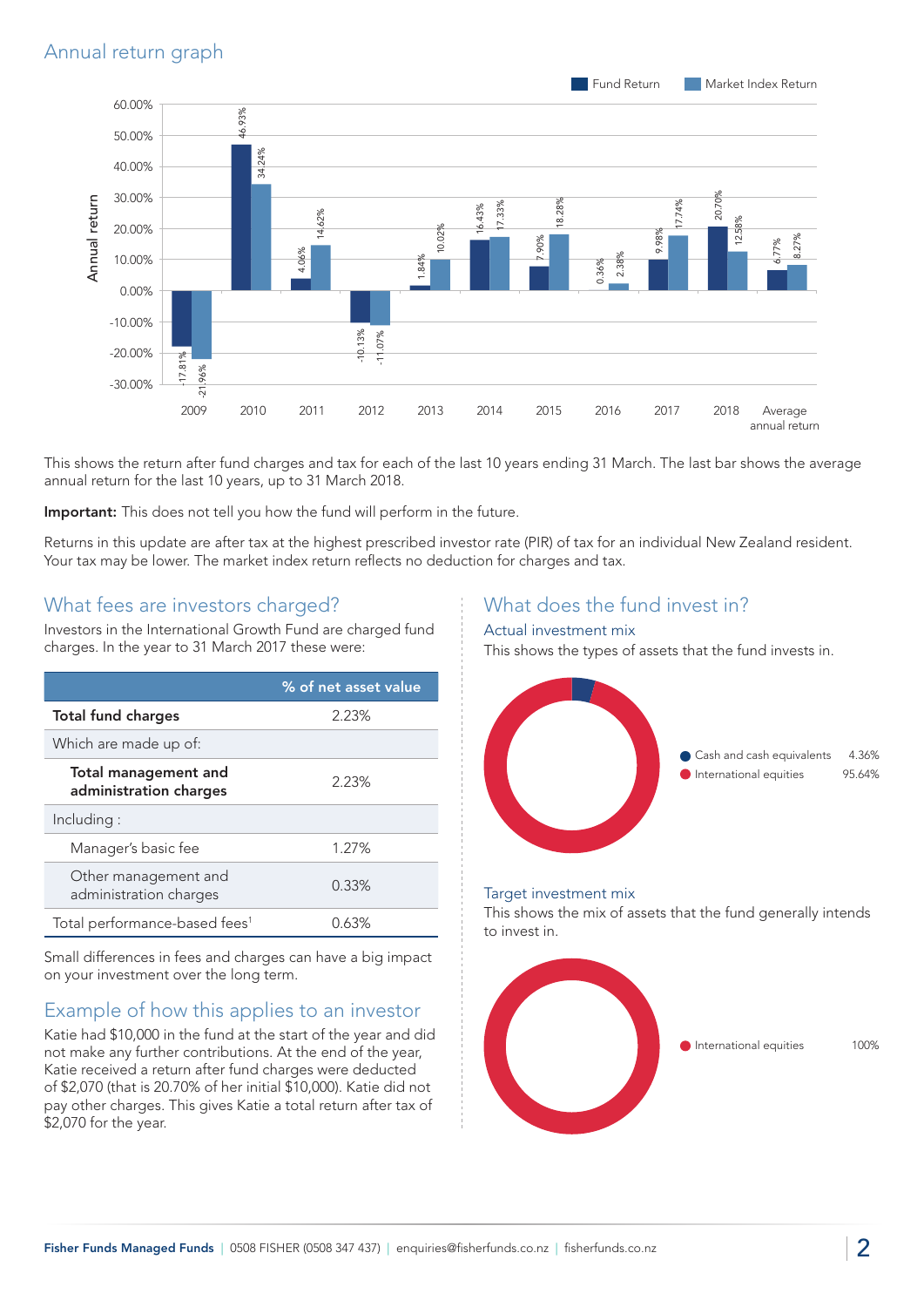## Annual return graph

| Year | Fund Return | Market Index Return |
|---|---|---|
| 2009 | -17.81% | -21.96% |
| 2010 | 46.93% | 34.24% |
| 2011 | 4.06% | 14.62% |
| 2012 | -10.13% | -11.07% |
| 2013 | 1.84% | 10.02% |
| 2014 | 16.43% | 17.33% |
| 2015 | 7.90% | 18.28% |
| 2016 | 0.36% | 2.38% |
| 2017 | 9.98% | 17.74% |
| 2018 | 20.70% | 12.58% |
| Average annual return | 6.77% | 8.27% |

This shows the return after fund charges and tax for each of the last 10 years ending 31 March. The last bar shows the average annual return for the last 10 years, up to 31 March 2018.

**Important:** This does not tell you how the fund will perform in the future.

Returns in this update are after tax at the highest prescribed investor rate (PIR) of tax for an individual New Zealand resident. Your tax may be lower. The market index return reflects no deduction for charges and tax.

## What fees are investors charged?

Investors in the International Growth Fund are charged fund charges. In the year to 31 March 2017 these were:

| | % of net asset value |
|---|---|
| **Total fund charges** | 2.23% |
| Which are made up of: | |
| **Total management and administration charges** | 2.23% |
| Including : | |
| Manager's basic fee | 1.27% |
| Other management and administration charges | 0.33% |
| Total performance-based fees[1] | 0.63% |

Small differences in fees and charges can have a big impact on your investment over the long term.

## Example of how this applies to an investor

Katie had $10,000 in the fund at the start of the year and did not make any further contributions. At the end of the year, Katie received a return after fund charges were deducted of $2,070 (that is 20.70% of her initial $10,000). Katie did not pay other charges. This gives Katie a total return after tax of $2,070 for the year.

## What does the fund invest in?

### Actual investment mix

This shows the types of assets that the fund invests in.

- Cash and cash equivalents 4.36%
- International equities 95.64%

### Target investment mix

This shows the mix of assets that the fund generally intends to invest in.

- International equities 100%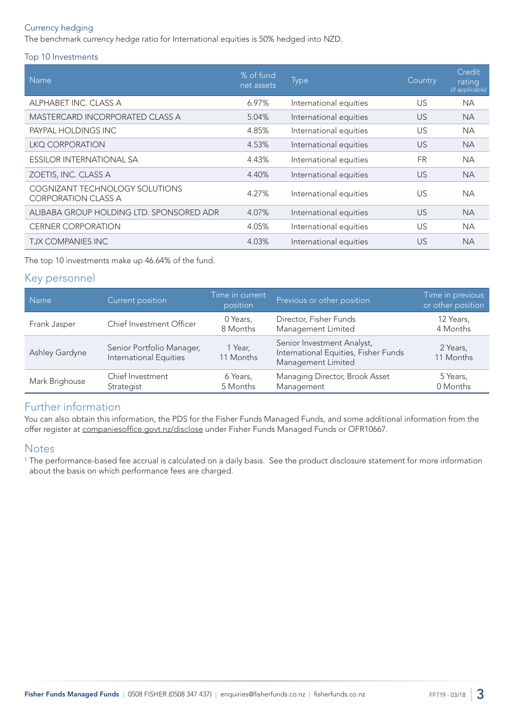## Currency hedging

The benchmark currency hedge ratio for International equities is 50% hedged into NZD.

## Top 10 Investments

| Name | % of fund net assets | Type | Country | Credit rating *(if applicable)* |
|---|---|---|---|---|
| ALPHABET INC. CLASS A | 6.97% | International equities | US | NA |
| MASTERCARD INCORPORATED CLASS A | 5.04% | International equities | US | NA |
| PAYPAL HOLDINGS INC | 4.85% | International equities | US | NA |
| LKQ CORPORATION | 4.53% | International equities | US | NA |
| ESSILOR INTERNATIONAL SA | 4.43% | International equities | FR | NA |
| ZOETIS, INC. CLASS A | 4.40% | International equities | US | NA |
| COGNIZANT TECHNOLOGY SOLUTIONS CORPORATION CLASS A | 4.27% | International equities | US | NA |
| ALIBABA GROUP HOLDING LTD. SPONSORED ADR | 4.07% | International equities | US | NA |
| CERNER CORPORATION | 4.05% | International equities | US | NA |
| TJX COMPANIES INC | 4.03% | International equities | US | NA |

The top 10 investments make up 46.64% of the fund.

## Key personnel

| Name | Current position | Time in current position | Previous or other position | Time in previous or other position |
|---|---|---|---|---|
| Frank Jasper | Chief Investment Officer | 0 Years, 8 Months | Director, Fisher Funds Management Limited | 12 Years, 4 Months |
| Ashley Gardyne | Senior Portfolio Manager, International Equities | 1 Year, 11 Months | Senior Investment Analyst, International Equities, Fisher Funds Management Limited | 2 Years, 11 Months |
| Mark Brighouse | Chief Investment Strategist | 6 Years, 5 Months | Managing Director, Brook Asset Management | 5 Years, 0 Months |

## Further information

You can also obtain this information, the PDS for the Fisher Funds Managed Funds, and some additional information from the offer register at companiesoffice.govt.nz/disclose under Fisher Funds Managed Funds or OFR10667.

## Notes

[1] The performance-based fee accrual is calculated on a daily basis. See the product disclosure statement for more information about the basis on which performance fees are charged.

**Fisher Funds Managed Funds** | 0508 FISHER (0508 347 437) | enquiries@fisherfunds.co.nz | fisherfunds.co.nz

FF719 - 03/18